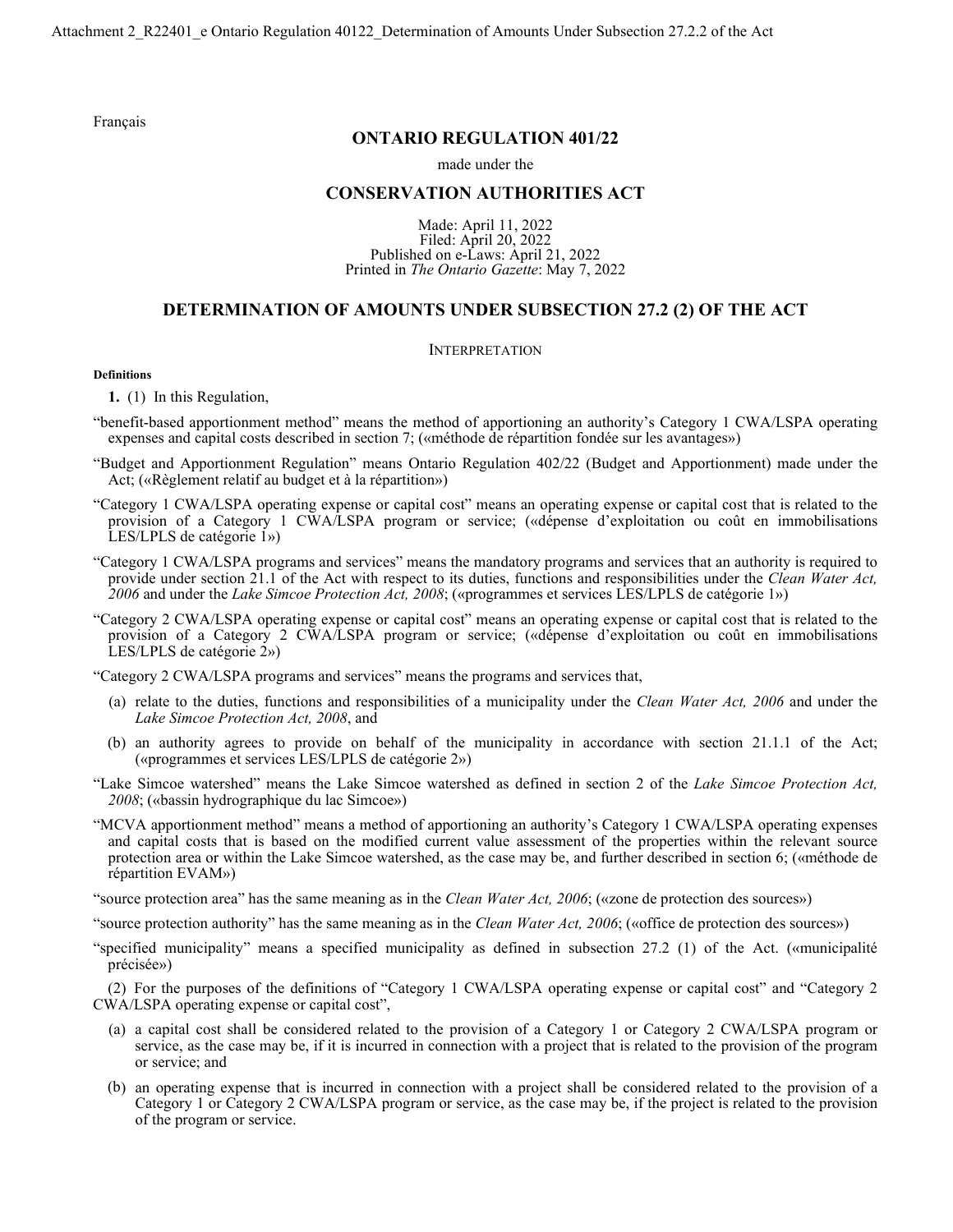Français

# ONTARIO REGULATION 401/22

made under the

## CONSERVATION AUTHORITIES ACT

Made: April 11, 2022
Filed: April 20, 2022
Published on e-Laws: April 21, 2022
Printed in *The Ontario Gazette*: May 7, 2022

## DETERMINATION OF AMOUNTS UNDER SUBSECTION 27.2 (2) OF THE ACT

### INTERPRETATION

**Definitions**

**1.** (1) In this Regulation,

"benefit-based apportionment method" means the method of apportioning an authority's Category 1 CWA/LSPA operating expenses and capital costs described in section 7; («méthode de répartition fondée sur les avantages»)

"Budget and Apportionment Regulation" means Ontario Regulation 402/22 (Budget and Apportionment) made under the Act; («Règlement relatif au budget et à la répartition»)

"Category 1 CWA/LSPA operating expense or capital cost" means an operating expense or capital cost that is related to the provision of a Category 1 CWA/LSPA program or service; («dépense d'exploitation ou coût en immobilisations LES/LPLS de catégorie 1»)

"Category 1 CWA/LSPA programs and services" means the mandatory programs and services that an authority is required to provide under section 21.1 of the Act with respect to its duties, functions and responsibilities under the *Clean Water Act, 2006* and under the *Lake Simcoe Protection Act, 2008*; («programmes et services LES/LPLS de catégorie 1»)

"Category 2 CWA/LSPA operating expense or capital cost" means an operating expense or capital cost that is related to the provision of a Category 2 CWA/LSPA program or service; («dépense d'exploitation ou coût en immobilisations LES/LPLS de catégorie 2»)

"Category 2 CWA/LSPA programs and services" means the programs and services that,

- (a) relate to the duties, functions and responsibilities of a municipality under the *Clean Water Act, 2006* and under the *Lake Simcoe Protection Act, 2008*, and
- (b) an authority agrees to provide on behalf of the municipality in accordance with section 21.1.1 of the Act; («programmes et services LES/LPLS de catégorie 2»)

"Lake Simcoe watershed" means the Lake Simcoe watershed as defined in section 2 of the *Lake Simcoe Protection Act, 2008*; («bassin hydrographique du lac Simcoe»)

"MCVA apportionment method" means a method of apportioning an authority's Category 1 CWA/LSPA operating expenses and capital costs that is based on the modified current value assessment of the properties within the relevant source protection area or within the Lake Simcoe watershed, as the case may be, and further described in section 6; («méthode de répartition EVAM»)

"source protection area" has the same meaning as in the *Clean Water Act, 2006*; («zone de protection des sources»)

"source protection authority" has the same meaning as in the *Clean Water Act, 2006*; («office de protection des sources»)

"specified municipality" means a specified municipality as defined in subsection 27.2 (1) of the Act. («municipalité précisée»)

(2) For the purposes of the definitions of "Category 1 CWA/LSPA operating expense or capital cost" and "Category 2 CWA/LSPA operating expense or capital cost",

- (a) a capital cost shall be considered related to the provision of a Category 1 or Category 2 CWA/LSPA program or service, as the case may be, if it is incurred in connection with a project that is related to the provision of the program or service; and
- (b) an operating expense that is incurred in connection with a project shall be considered related to the provision of a Category 1 or Category 2 CWA/LSPA program or service, as the case may be, if the project is related to the provision of the program or service.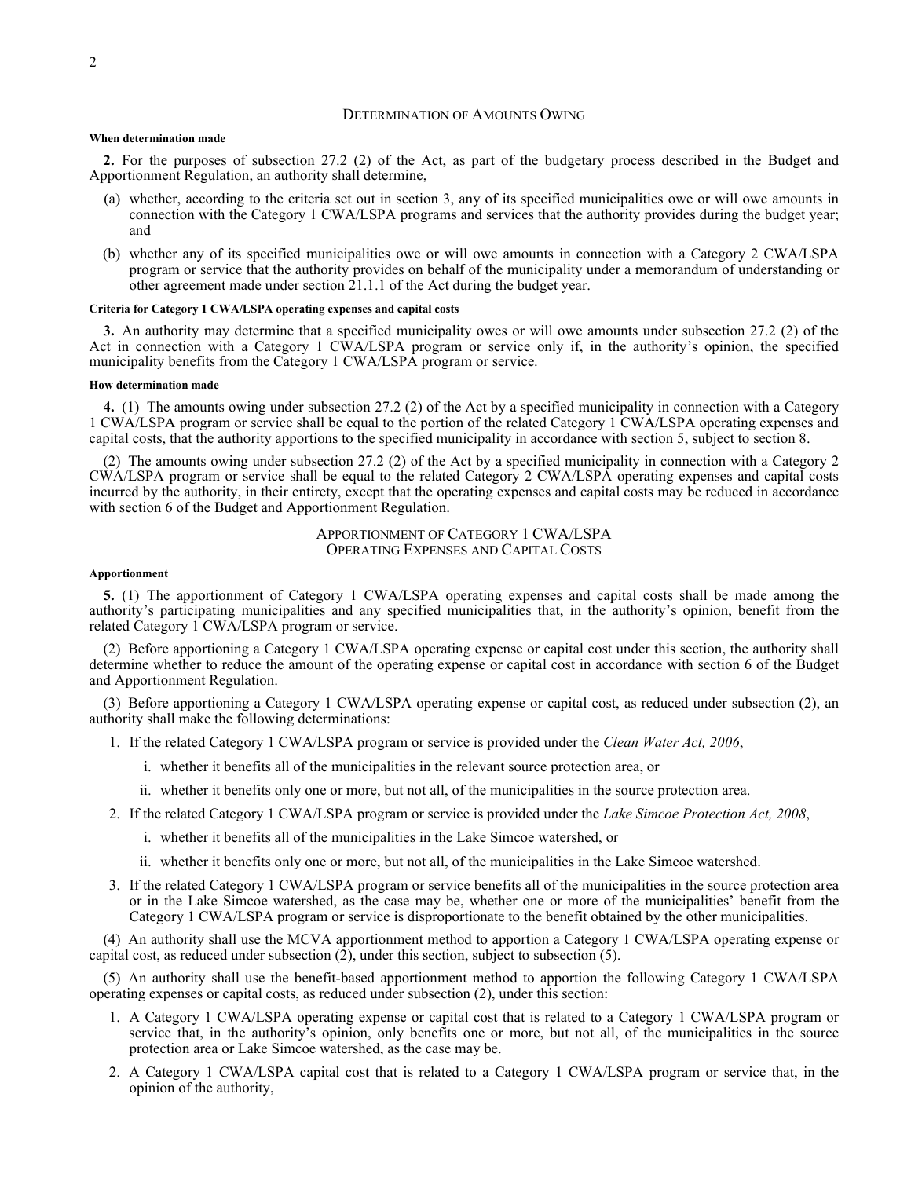## DETERMINATION OF AMOUNTS OWING

**When determination made**

**2.** For the purposes of subsection 27.2 (2) of the Act, as part of the budgetary process described in the Budget and Apportionment Regulation, an authority shall determine,

(a) whether, according to the criteria set out in section 3, any of its specified municipalities owe or will owe amounts in connection with the Category 1 CWA/LSPA programs and services that the authority provides during the budget year; and

(b) whether any of its specified municipalities owe or will owe amounts in connection with a Category 2 CWA/LSPA program or service that the authority provides on behalf of the municipality under a memorandum of understanding or other agreement made under section 21.1.1 of the Act during the budget year.

**Criteria for Category 1 CWA/LSPA operating expenses and capital costs**

**3.** An authority may determine that a specified municipality owes or will owe amounts under subsection 27.2 (2) of the Act in connection with a Category 1 CWA/LSPA program or service only if, in the authority's opinion, the specified municipality benefits from the Category 1 CWA/LSPA program or service.

**How determination made**

**4.** (1) The amounts owing under subsection 27.2 (2) of the Act by a specified municipality in connection with a Category 1 CWA/LSPA program or service shall be equal to the portion of the related Category 1 CWA/LSPA operating expenses and capital costs, that the authority apportions to the specified municipality in accordance with section 5, subject to section 8.

(2) The amounts owing under subsection 27.2 (2) of the Act by a specified municipality in connection with a Category 2 CWA/LSPA program or service shall be equal to the related Category 2 CWA/LSPA operating expenses and capital costs incurred by the authority, in their entirety, except that the operating expenses and capital costs may be reduced in accordance with section 6 of the Budget and Apportionment Regulation.

## APPORTIONMENT OF CATEGORY 1 CWA/LSPA OPERATING EXPENSES AND CAPITAL COSTS

**Apportionment**

**5.** (1) The apportionment of Category 1 CWA/LSPA operating expenses and capital costs shall be made among the authority's participating municipalities and any specified municipalities that, in the authority's opinion, benefit from the related Category 1 CWA/LSPA program or service.

(2) Before apportioning a Category 1 CWA/LSPA operating expense or capital cost under this section, the authority shall determine whether to reduce the amount of the operating expense or capital cost in accordance with section 6 of the Budget and Apportionment Regulation.

(3) Before apportioning a Category 1 CWA/LSPA operating expense or capital cost, as reduced under subsection (2), an authority shall make the following determinations:

1. If the related Category 1 CWA/LSPA program or service is provided under the *Clean Water Act, 2006*,
   i. whether it benefits all of the municipalities in the relevant source protection area, or
   ii. whether it benefits only one or more, but not all, of the municipalities in the source protection area.
2. If the related Category 1 CWA/LSPA program or service is provided under the *Lake Simcoe Protection Act, 2008*,
   i. whether it benefits all of the municipalities in the Lake Simcoe watershed, or
   ii. whether it benefits only one or more, but not all, of the municipalities in the Lake Simcoe watershed.
3. If the related Category 1 CWA/LSPA program or service benefits all of the municipalities in the source protection area or in the Lake Simcoe watershed, as the case may be, whether one or more of the municipalities' benefit from the Category 1 CWA/LSPA program or service is disproportionate to the benefit obtained by the other municipalities.

(4) An authority shall use the MCVA apportionment method to apportion a Category 1 CWA/LSPA operating expense or capital cost, as reduced under subsection (2), under this section, subject to subsection (5).

(5) An authority shall use the benefit-based apportionment method to apportion the following Category 1 CWA/LSPA operating expenses or capital costs, as reduced under subsection (2), under this section:

1. A Category 1 CWA/LSPA operating expense or capital cost that is related to a Category 1 CWA/LSPA program or service that, in the authority's opinion, only benefits one or more, but not all, of the municipalities in the source protection area or Lake Simcoe watershed, as the case may be.
2. A Category 1 CWA/LSPA capital cost that is related to a Category 1 CWA/LSPA program or service that, in the opinion of the authority,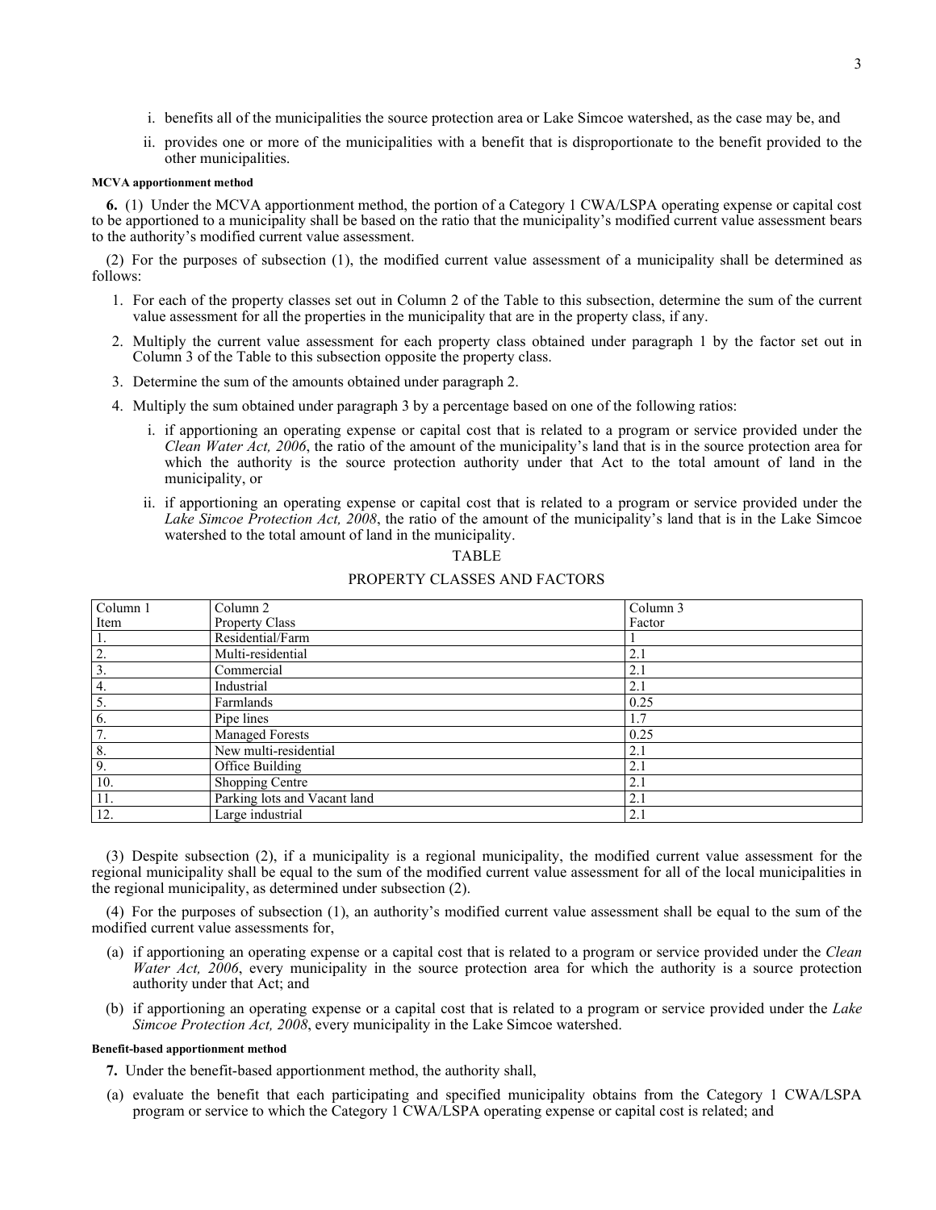i. benefits all of the municipalities the source protection area or Lake Simcoe watershed, as the case may be, and

ii. provides one or more of the municipalities with a benefit that is disproportionate to the benefit provided to the other municipalities.

#### MCVA apportionment method

**6.** (1) Under the MCVA apportionment method, the portion of a Category 1 CWA/LSPA operating expense or capital cost to be apportioned to a municipality shall be based on the ratio that the municipality's modified current value assessment bears to the authority's modified current value assessment.

(2) For the purposes of subsection (1), the modified current value assessment of a municipality shall be determined as follows:

1. For each of the property classes set out in Column 2 of the Table to this subsection, determine the sum of the current value assessment for all the properties in the municipality that are in the property class, if any.
2. Multiply the current value assessment for each property class obtained under paragraph 1 by the factor set out in Column 3 of the Table to this subsection opposite the property class.
3. Determine the sum of the amounts obtained under paragraph 2.
4. Multiply the sum obtained under paragraph 3 by a percentage based on one of the following ratios:

    i. if apportioning an operating expense or capital cost that is related to a program or service provided under the *Clean Water Act, 2006*, the ratio of the amount of the municipality's land that is in the source protection area for which the authority is the source protection authority under that Act to the total amount of land in the municipality, or

    ii. if apportioning an operating expense or capital cost that is related to a program or service provided under the *Lake Simcoe Protection Act, 2008*, the ratio of the amount of the municipality's land that is in the Lake Simcoe watershed to the total amount of land in the municipality.

TABLE

PROPERTY CLASSES AND FACTORS

| Column 1<br>Item | Column 2<br>Property Class | Column 3<br>Factor |
|---|---|---|
| 1. | Residential/Farm | 1 |
| 2. | Multi-residential | 2.1 |
| 3. | Commercial | 2.1 |
| 4. | Industrial | 2.1 |
| 5. | Farmlands | 0.25 |
| 6. | Pipe lines | 1.7 |
| 7. | Managed Forests | 0.25 |
| 8. | New multi-residential | 2.1 |
| 9. | Office Building | 2.1 |
| 10. | Shopping Centre | 2.1 |
| 11. | Parking lots and Vacant land | 2.1 |
| 12. | Large industrial | 2.1 |

(3) Despite subsection (2), if a municipality is a regional municipality, the modified current value assessment for the regional municipality shall be equal to the sum of the modified current value assessment for all of the local municipalities in the regional municipality, as determined under subsection (2).

(4) For the purposes of subsection (1), an authority's modified current value assessment shall be equal to the sum of the modified current value assessments for,

(a) if apportioning an operating expense or a capital cost that is related to a program or service provided under the *Clean Water Act, 2006*, every municipality in the source protection area for which the authority is a source protection authority under that Act; and

(b) if apportioning an operating expense or a capital cost that is related to a program or service provided under the *Lake Simcoe Protection Act, 2008*, every municipality in the Lake Simcoe watershed.

#### Benefit-based apportionment method

**7.** Under the benefit-based apportionment method, the authority shall,

(a) evaluate the benefit that each participating and specified municipality obtains from the Category 1 CWA/LSPA program or service to which the Category 1 CWA/LSPA operating expense or capital cost is related; and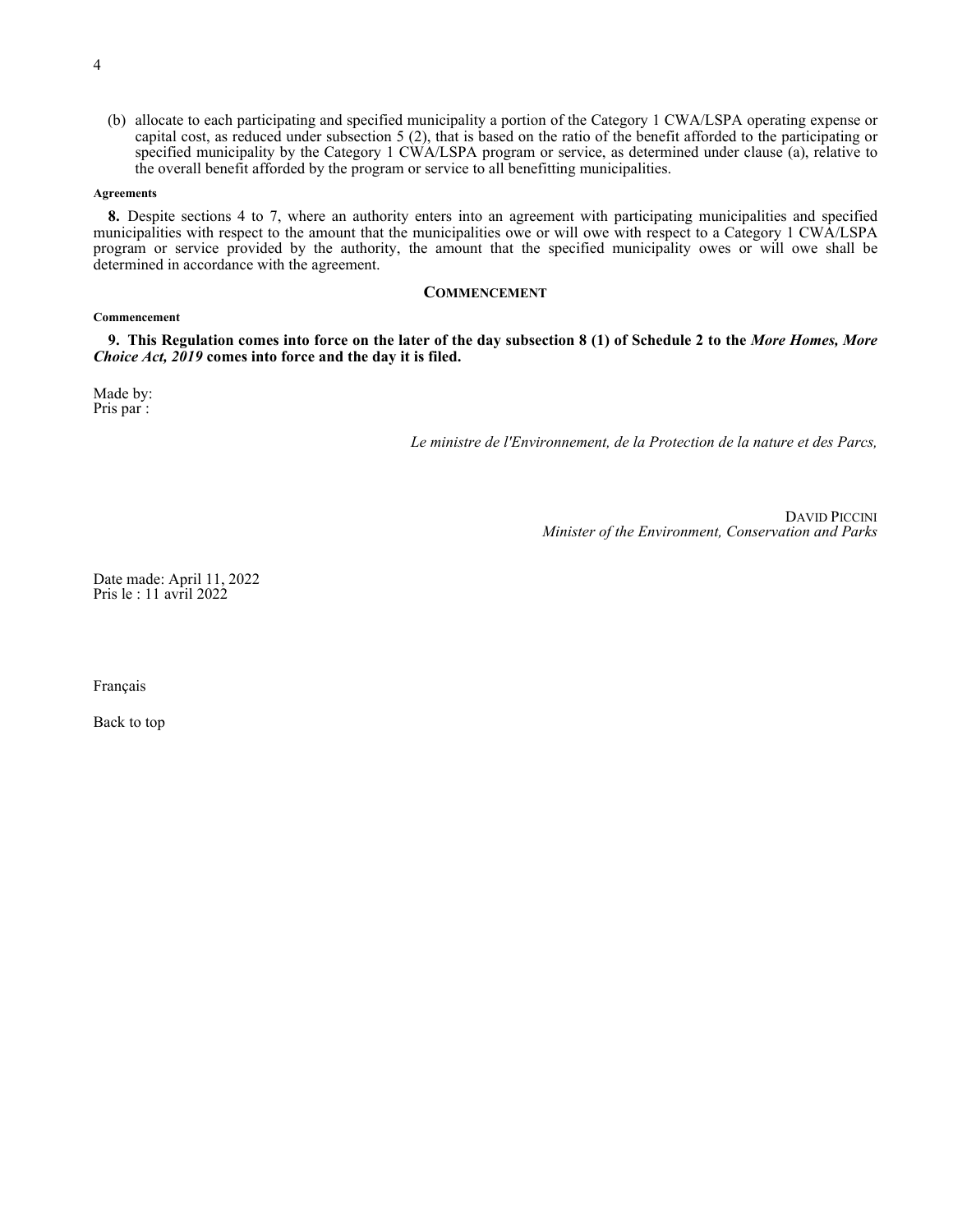(b) allocate to each participating and specified municipality a portion of the Category 1 CWA/LSPA operating expense or capital cost, as reduced under subsection 5 (2), that is based on the ratio of the benefit afforded to the participating or specified municipality by the Category 1 CWA/LSPA program or service, as determined under clause (a), relative to the overall benefit afforded by the program or service to all benefitting municipalities.

**Agreements**

**8.** Despite sections 4 to 7, where an authority enters into an agreement with participating municipalities and specified municipalities with respect to the amount that the municipalities owe or will owe with respect to a Category 1 CWA/LSPA program or service provided by the authority, the amount that the specified municipality owes or will owe shall be determined in accordance with the agreement.

## COMMENCEMENT

**Commencement**

**9. This Regulation comes into force on the later of the day subsection 8 (1) of Schedule 2 to the *More Homes, More Choice Act, 2019* comes into force and the day it is filed.**

Made by:
Pris par :

*Le ministre de l'Environnement, de la Protection de la nature et des Parcs,*

DAVID PICCINI
*Minister of the Environment, Conservation and Parks*

Date made: April 11, 2022
Pris le : 11 avril 2022

Français

Back to top